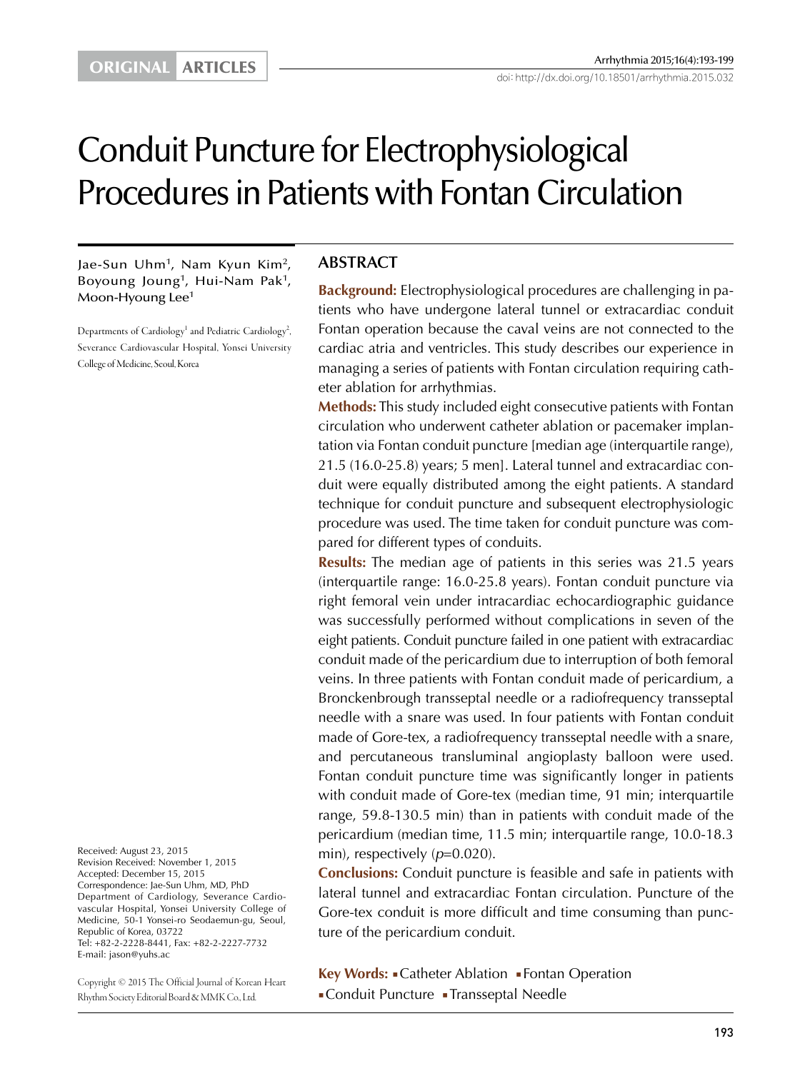ORIGINAL ARTICLES

# Conduit Puncture for Electrophysiological Procedures in Patients with Fontan Circulation

Jae-Sun Uhm[1], Nam Kyun Kim[2], Boyoung Joung[1], Hui-Nam Pak[1], Moon-Hyoung Lee[1]

Departments of Cardiology[1] and Pediatric Cardiology[2], Severance Cardiovascular Hospital, Yonsei University College of Medicine, Seoul, Korea

## ABSTRACT

**Background:** Electrophysiological procedures are challenging in patients who have undergone lateral tunnel or extracardiac conduit Fontan operation because the caval veins are not connected to the cardiac atria and ventricles. This study describes our experience in managing a series of patients with Fontan circulation requiring catheter ablation for arrhythmias.

**Methods:** This study included eight consecutive patients with Fontan circulation who underwent catheter ablation or pacemaker implantation via Fontan conduit puncture [median age (interquartile range), 21.5 (16.0-25.8) years; 5 men]. Lateral tunnel and extracardiac conduit were equally distributed among the eight patients. A standard technique for conduit puncture and subsequent electrophysiologic procedure was used. The time taken for conduit puncture was compared for different types of conduits.

**Results:** The median age of patients in this series was 21.5 years (interquartile range: 16.0-25.8 years). Fontan conduit puncture via right femoral vein under intracardiac echocardiographic guidance was successfully performed without complications in seven of the eight patients. Conduit puncture failed in one patient with extracardiac conduit made of the pericardium due to interruption of both femoral veins. In three patients with Fontan conduit made of pericardium, a Bronckenbrough transseptal needle or a radiofrequency transseptal needle with a snare was used. In four patients with Fontan conduit made of Gore-tex, a radiofrequency transseptal needle with a snare, and percutaneous transluminal angioplasty balloon were used. Fontan conduit puncture time was significantly longer in patients with conduit made of Gore-tex (median time, 91 min; interquartile range, 59.8-130.5 min) than in patients with conduit made of the pericardium (median time, 11.5 min; interquartile range, 10.0-18.3 min), respectively ($p$=0.020).

**Conclusions:** Conduit puncture is feasible and safe in patients with lateral tunnel and extracardiac Fontan circulation. Puncture of the Gore-tex conduit is more difficult and time consuming than puncture of the pericardium conduit.

**Key Words:** ▪Catheter Ablation ▪Fontan Operation ▪Conduit Puncture ▪Transseptal Needle

Received: August 23, 2015
Revision Received: November 1, 2015
Accepted: December 15, 2015
Correspondence: Jae-Sun Uhm, MD, PhD
Department of Cardiology, Severance Cardiovascular Hospital, Yonsei University College of Medicine, 50-1 Yonsei-ro Seodaemun-gu, Seoul, Republic of Korea, 03722
Tel: +82-2-2228-8441, Fax: +82-2-2227-7732
E-mail: jason@yuhs.ac

Copyright © 2015 The Official Journal of Korean Heart Rhythm Society Editorial Board & MMK Co., Ltd.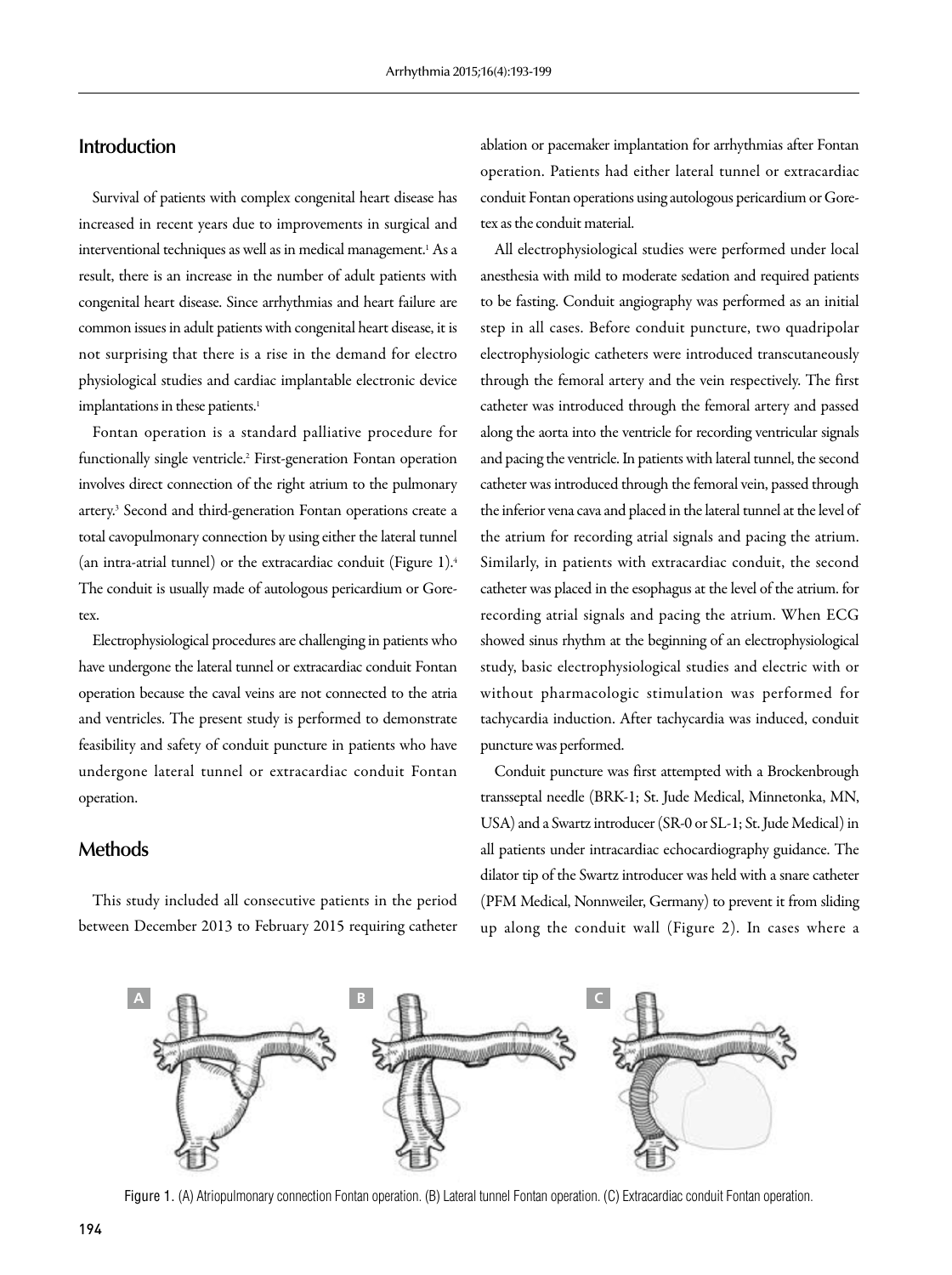## Introduction

Survival of patients with complex congenital heart disease has increased in recent years due to improvements in surgical and interventional techniques as well as in medical management.[1] As a result, there is an increase in the number of adult patients with congenital heart disease. Since arrhythmias and heart failure are common issues in adult patients with congenital heart disease, it is not surprising that there is a rise in the demand for electro physiological studies and cardiac implantable electronic device implantations in these patients.[1]

Fontan operation is a standard palliative procedure for functionally single ventricle.[2] First-generation Fontan operation involves direct connection of the right atrium to the pulmonary artery.[3] Second and third-generation Fontan operations create a total cavopulmonary connection by using either the lateral tunnel (an intra-atrial tunnel) or the extracardiac conduit (Figure 1).[4] The conduit is usually made of autologous pericardium or Gore-tex.

Electrophysiological procedures are challenging in patients who have undergone the lateral tunnel or extracardiac conduit Fontan operation because the caval veins are not connected to the atria and ventricles. The present study is performed to demonstrate feasibility and safety of conduit puncture in patients who have undergone lateral tunnel or extracardiac conduit Fontan operation.

## Methods

This study included all consecutive patients in the period between December 2013 to February 2015 requiring catheter ablation or pacemaker implantation for arrhythmias after Fontan operation. Patients had either lateral tunnel or extracardiac conduit Fontan operations using autologous pericardium or Gore-tex as the conduit material.

All electrophysiological studies were performed under local anesthesia with mild to moderate sedation and required patients to be fasting. Conduit angiography was performed as an initial step in all cases. Before conduit puncture, two quadripolar electrophysiologic catheters were introduced transcutaneously through the femoral artery and the vein respectively. The first catheter was introduced through the femoral artery and passed along the aorta into the ventricle for recording ventricular signals and pacing the ventricle. In patients with lateral tunnel, the second catheter was introduced through the femoral vein, passed through the inferior vena cava and placed in the lateral tunnel at the level of the atrium for recording atrial signals and pacing the atrium. Similarly, in patients with extracardiac conduit, the second catheter was placed in the esophagus at the level of the atrium. for recording atrial signals and pacing the atrium. When ECG showed sinus rhythm at the beginning of an electrophysiological study, basic electrophysiological studies and electric with or without pharmacologic stimulation was performed for tachycardia induction. After tachycardia was induced, conduit puncture was performed.

Conduit puncture was first attempted with a Brockenbrough transseptal needle (BRK-1; St. Jude Medical, Minnetonka, MN, USA) and a Swartz introducer (SR-0 or SL-1; St. Jude Medical) in all patients under intracardiac echocardiography guidance. The dilator tip of the Swartz introducer was held with a snare catheter (PFM Medical, Nonnweiler, Germany) to prevent it from sliding up along the conduit wall (Figure 2). In cases where a

Figure 1. (A) Atriopulmonary connection Fontan operation. (B) Lateral tunnel Fontan operation. (C) Extracardiac conduit Fontan operation.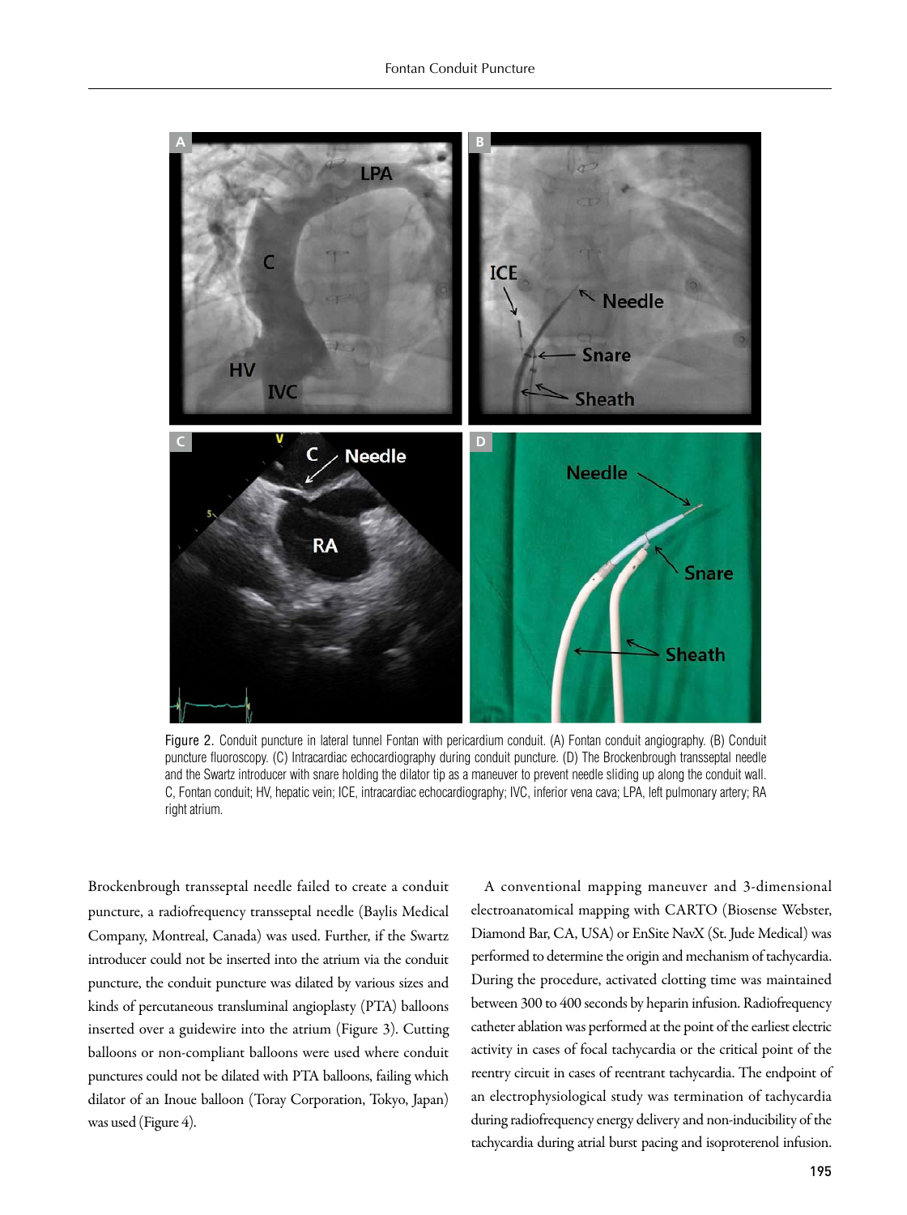Figure 2. Conduit puncture in lateral tunnel Fontan with pericardium conduit. (A) Fontan conduit angiography. (B) Conduit puncture fluoroscopy. (C) Intracardiac echocardiography during conduit puncture. (D) The Brockenbrough transseptal needle and the Swartz introducer with snare holding the dilator tip as a maneuver to prevent needle sliding up along the conduit wall. C, Fontan conduit; HV, hepatic vein; ICE, intracardiac echocardiography; IVC, inferior vena cava; LPA, left pulmonary artery; RA right atrium.

Brockenbrough transseptal needle failed to create a conduit puncture, a radiofrequency transseptal needle (Baylis Medical Company, Montreal, Canada) was used. Further, if the Swartz introducer could not be inserted into the atrium via the conduit puncture, the conduit puncture was dilated by various sizes and kinds of percutaneous transluminal angioplasty (PTA) balloons inserted over a guidewire into the atrium (Figure 3). Cutting balloons or non-compliant balloons were used where conduit punctures could not be dilated with PTA balloons, failing which dilator of an Inoue balloon (Toray Corporation, Tokyo, Japan) was used (Figure 4).

A conventional mapping maneuver and 3-dimensional electroanatomical mapping with CARTO (Biosense Webster, Diamond Bar, CA, USA) or EnSite NavX (St. Jude Medical) was performed to determine the origin and mechanism of tachycardia. During the procedure, activated clotting time was maintained between 300 to 400 seconds by heparin infusion. Radiofrequency catheter ablation was performed at the point of the earliest electric activity in cases of focal tachycardia or the critical point of the reentry circuit in cases of reentrant tachycardia. The endpoint of an electrophysiological study was termination of tachycardia during radiofrequency energy delivery and non-inducibility of the tachycardia during atrial burst pacing and isoproterenol infusion.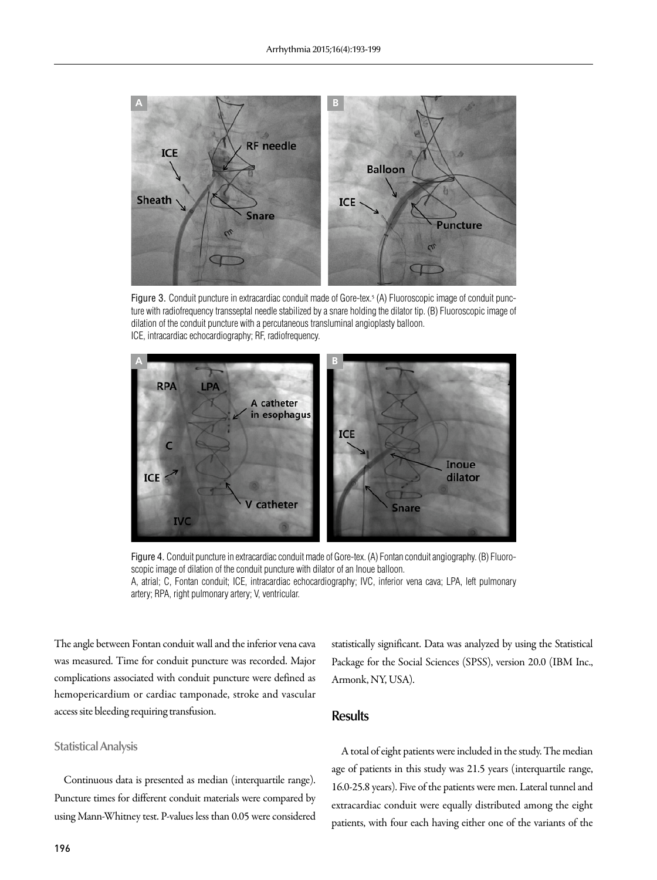Figure 3. Conduit puncture in extracardiac conduit made of Gore-tex.[5] (A) Fluoroscopic image of conduit puncture with radiofrequency transseptal needle stabilized by a snare holding the dilator tip. (B) Fluoroscopic image of dilation of the conduit puncture with a percutaneous transluminal angioplasty balloon.
ICE, intracardiac echocardiography; RF, radiofrequency.

Figure 4. Conduit puncture in extracardiac conduit made of Gore-tex. (A) Fontan conduit angiography. (B) Fluoroscopic image of dilation of the conduit puncture with dilator of an Inoue balloon.
A, atrial; C, Fontan conduit; ICE, intracardiac echocardiography; IVC, inferior vena cava; LPA, left pulmonary artery; RPA, right pulmonary artery; V, ventricular.

The angle between Fontan conduit wall and the inferior vena cava was measured. Time for conduit puncture was recorded. Major complications associated with conduit puncture were defined as hemopericardium or cardiac tamponade, stroke and vascular access site bleeding requiring transfusion.

### Statistical Analysis

Continuous data is presented as median (interquartile range). Puncture times for different conduit materials were compared by using Mann-Whitney test. P-values less than 0.05 were considered statistically significant. Data was analyzed by using the Statistical Package for the Social Sciences (SPSS), version 20.0 (IBM Inc., Armonk, NY, USA).

## Results

A total of eight patients were included in the study. The median age of patients in this study was 21.5 years (interquartile range, 16.0-25.8 years). Five of the patients were men. Lateral tunnel and extracardiac conduit were equally distributed among the eight patients, with four each having either one of the variants of the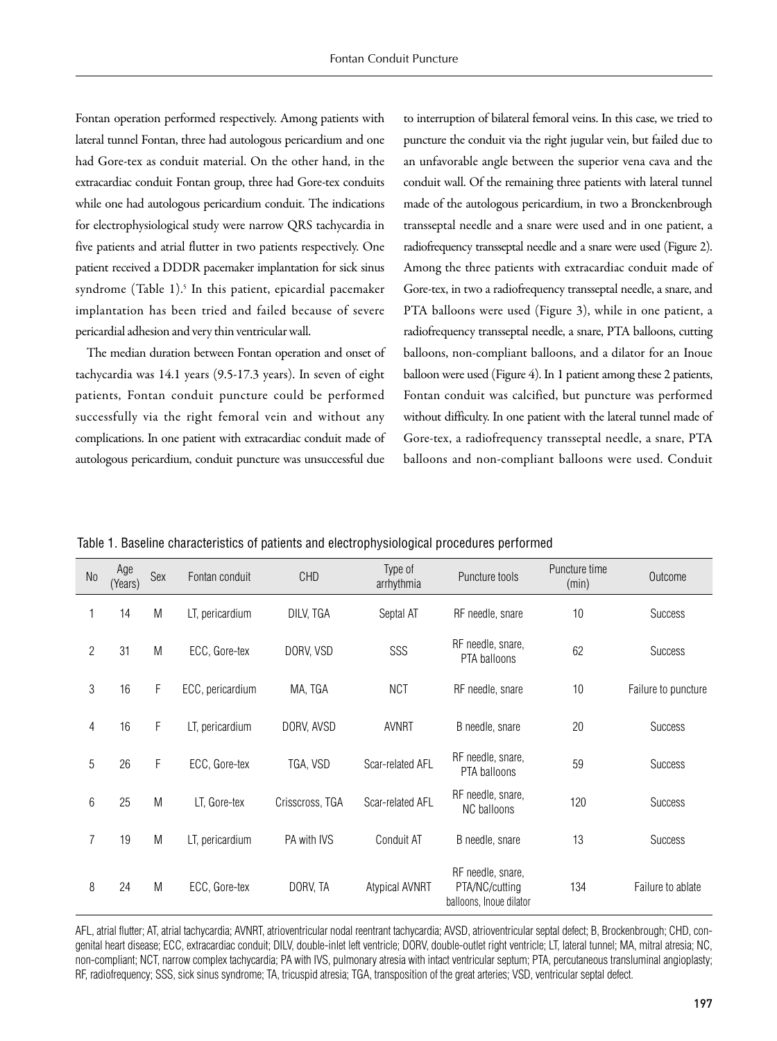Fontan operation performed respectively. Among patients with lateral tunnel Fontan, three had autologous pericardium and one had Gore-tex as conduit material. On the other hand, in the extracardiac conduit Fontan group, three had Gore-tex conduits while one had autologous pericardium conduit. The indications for electrophysiological study were narrow QRS tachycardia in five patients and atrial flutter in two patients respectively. One patient received a DDDR pacemaker implantation for sick sinus syndrome (Table 1).[5] In this patient, epicardial pacemaker implantation has been tried and failed because of severe pericardial adhesion and very thin ventricular wall.

The median duration between Fontan operation and onset of tachycardia was 14.1 years (9.5-17.3 years). In seven of eight patients, Fontan conduit puncture could be performed successfully via the right femoral vein and without any complications. In one patient with extracardiac conduit made of autologous pericardium, conduit puncture was unsuccessful due to interruption of bilateral femoral veins. In this case, we tried to puncture the conduit via the right jugular vein, but failed due to an unfavorable angle between the superior vena cava and the conduit wall. Of the remaining three patients with lateral tunnel made of the autologous pericardium, in two a Bronckenbrough transseptal needle and a snare were used and in one patient, a radiofrequency transseptal needle and a snare were used (Figure 2). Among the three patients with extracardiac conduit made of Gore-tex, in two a radiofrequency transseptal needle, a snare, and PTA balloons were used (Figure 3), while in one patient, a radiofrequency transseptal needle, a snare, PTA balloons, cutting balloons, non-compliant balloons, and a dilator for an Inoue balloon were used (Figure 4). In 1 patient among these 2 patients, Fontan conduit was calcified, but puncture was performed without difficulty. In one patient with the lateral tunnel made of Gore-tex, a radiofrequency transseptal needle, a snare, PTA balloons and non-compliant balloons were used. Conduit

Table 1. Baseline characteristics of patients and electrophysiological procedures performed

| No | Age (Years) | Sex | Fontan conduit | CHD | Type of arrhythmia | Puncture tools | Puncture time (min) | Outcome |
|---|---|---|---|---|---|---|---|---|
| 1 | 14 | M | LT, pericardium | DILV, TGA | Septal AT | RF needle, snare | 10 | Success |
| 2 | 31 | M | ECC, Gore-tex | DORV, VSD | SSS | RF needle, snare, PTA balloons | 62 | Success |
| 3 | 16 | F | ECC, pericardium | MA, TGA | NCT | RF needle, snare | 10 | Failure to puncture |
| 4 | 16 | F | LT, pericardium | DORV, AVSD | AVNRT | B needle, snare | 20 | Success |
| 5 | 26 | F | ECC, Gore-tex | TGA, VSD | Scar-related AFL | RF needle, snare, PTA balloons | 59 | Success |
| 6 | 25 | M | LT, Gore-tex | Crisscross, TGA | Scar-related AFL | RF needle, snare, NC balloons | 120 | Success |
| 7 | 19 | M | LT, pericardium | PA with IVS | Conduit AT | B needle, snare | 13 | Success |
| 8 | 24 | M | ECC, Gore-tex | DORV, TA | Atypical AVNRT | RF needle, snare, PTA/NC/cutting balloons, Inoue dilator | 134 | Failure to ablate |

AFL, atrial flutter; AT, atrial tachycardia; AVNRT, atrioventricular nodal reentrant tachycardia; AVSD, atrioventricular septal defect; B, Brockenbrough; CHD, congenital heart disease; ECC, extracardiac conduit; DILV, double-inlet left ventricle; DORV, double-outlet right ventricle; LT, lateral tunnel; MA, mitral atresia; NC, non-compliant; NCT, narrow complex tachycardia; PA with IVS, pulmonary atresia with intact ventricular septum; PTA, percutaneous transluminal angioplasty; RF, radiofrequency; SSS, sick sinus syndrome; TA, tricuspid atresia; TGA, transposition of the great arteries; VSD, ventricular septal defect.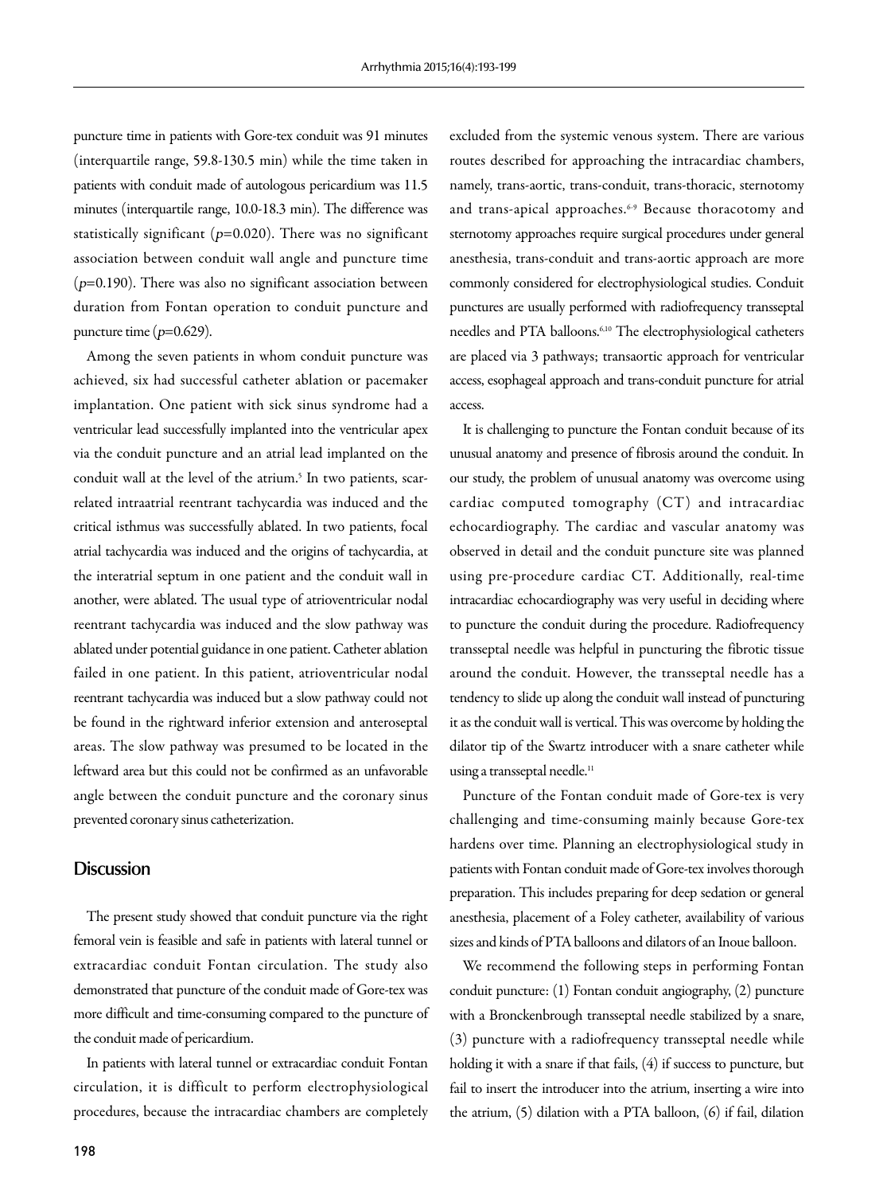puncture time in patients with Gore-tex conduit was 91 minutes (interquartile range, 59.8-130.5 min) while the time taken in patients with conduit made of autologous pericardium was 11.5 minutes (interquartile range, 10.0-18.3 min). The difference was statistically significant ($p$=0.020). There was no significant association between conduit wall angle and puncture time ($p$=0.190). There was also no significant association between duration from Fontan operation to conduit puncture and puncture time ($p$=0.629).

Among the seven patients in whom conduit puncture was achieved, six had successful catheter ablation or pacemaker implantation. One patient with sick sinus syndrome had a ventricular lead successfully implanted into the ventricular apex via the conduit puncture and an atrial lead implanted on the conduit wall at the level of the atrium.[5] In two patients, scar-related intraatrial reentrant tachycardia was induced and the critical isthmus was successfully ablated. In two patients, focal atrial tachycardia was induced and the origins of tachycardia, at the interatrial septum in one patient and the conduit wall in another, were ablated. The usual type of atrioventricular nodal reentrant tachycardia was induced and the slow pathway was ablated under potential guidance in one patient. Catheter ablation failed in one patient. In this patient, atrioventricular nodal reentrant tachycardia was induced but a slow pathway could not be found in the rightward inferior extension and anteroseptal areas. The slow pathway was presumed to be located in the leftward area but this could not be confirmed as an unfavorable angle between the conduit puncture and the coronary sinus prevented coronary sinus catheterization.

## Discussion

The present study showed that conduit puncture via the right femoral vein is feasible and safe in patients with lateral tunnel or extracardiac conduit Fontan circulation. The study also demonstrated that puncture of the conduit made of Gore-tex was more difficult and time-consuming compared to the puncture of the conduit made of pericardium.

In patients with lateral tunnel or extracardiac conduit Fontan circulation, it is difficult to perform electrophysiological procedures, because the intracardiac chambers are completely excluded from the systemic venous system. There are various routes described for approaching the intracardiac chambers, namely, trans-aortic, trans-conduit, trans-thoracic, sternotomy and trans-apical approaches.[6-9] Because thoracotomy and sternotomy approaches require surgical procedures under general anesthesia, trans-conduit and trans-aortic approach are more commonly considered for electrophysiological studies. Conduit punctures are usually performed with radiofrequency transseptal needles and PTA balloons.[6,10] The electrophysiological catheters are placed via 3 pathways; transaortic approach for ventricular access, esophageal approach and trans-conduit puncture for atrial access.

It is challenging to puncture the Fontan conduit because of its unusual anatomy and presence of fibrosis around the conduit. In our study, the problem of unusual anatomy was overcome using cardiac computed tomography (CT) and intracardiac echocardiography. The cardiac and vascular anatomy was observed in detail and the conduit puncture site was planned using pre-procedure cardiac CT. Additionally, real-time intracardiac echocardiography was very useful in deciding where to puncture the conduit during the procedure. Radiofrequency transseptal needle was helpful in puncturing the fibrotic tissue around the conduit. However, the transseptal needle has a tendency to slide up along the conduit wall instead of puncturing it as the conduit wall is vertical. This was overcome by holding the dilator tip of the Swartz introducer with a snare catheter while using a transseptal needle.[11]

Puncture of the Fontan conduit made of Gore-tex is very challenging and time-consuming mainly because Gore-tex hardens over time. Planning an electrophysiological study in patients with Fontan conduit made of Gore-tex involves thorough preparation. This includes preparing for deep sedation or general anesthesia, placement of a Foley catheter, availability of various sizes and kinds of PTA balloons and dilators of an Inoue balloon.

We recommend the following steps in performing Fontan conduit puncture: (1) Fontan conduit angiography, (2) puncture with a Bronckenbrough transseptal needle stabilized by a snare, (3) puncture with a radiofrequency transseptal needle while holding it with a snare if that fails, (4) if success to puncture, but fail to insert the introducer into the atrium, inserting a wire into the atrium, (5) dilation with a PTA balloon, (6) if fail, dilation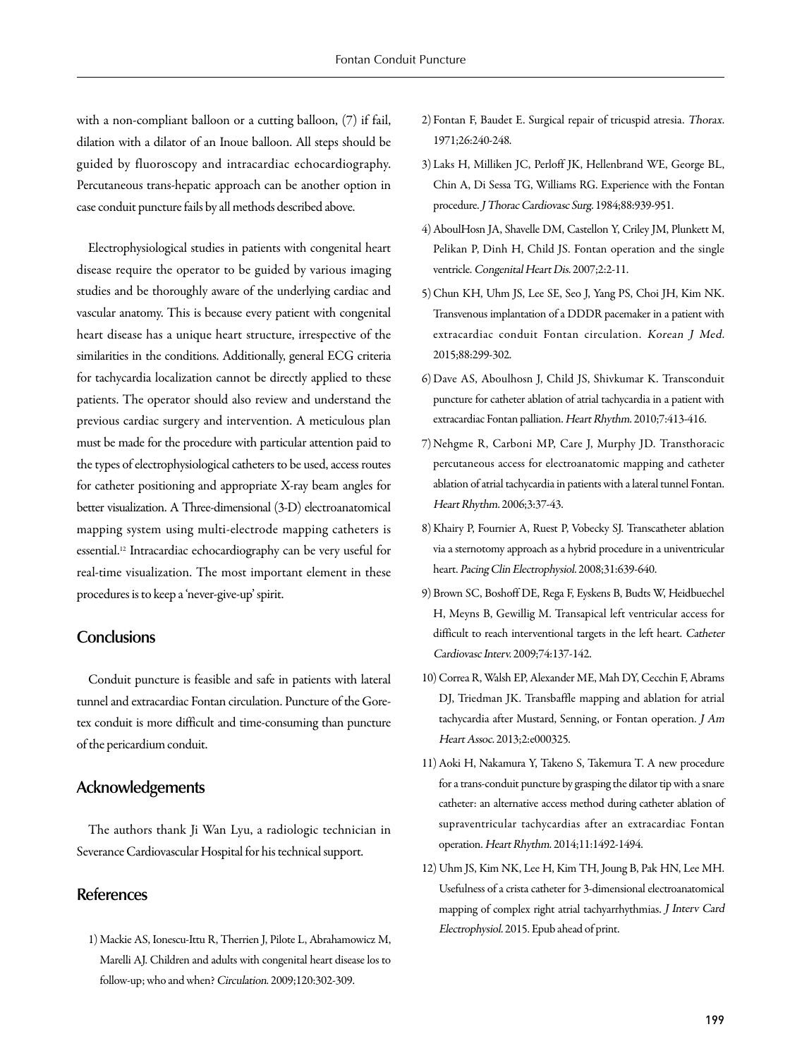with a non-compliant balloon or a cutting balloon, (7) if fail, dilation with a dilator of an Inoue balloon. All steps should be guided by fluoroscopy and intracardiac echocardiography. Percutaneous trans-hepatic approach can be another option in case conduit puncture fails by all methods described above.

Electrophysiological studies in patients with congenital heart disease require the operator to be guided by various imaging studies and be thoroughly aware of the underlying cardiac and vascular anatomy. This is because every patient with congenital heart disease has a unique heart structure, irrespective of the similarities in the conditions. Additionally, general ECG criteria for tachycardia localization cannot be directly applied to these patients. The operator should also review and understand the previous cardiac surgery and intervention. A meticulous plan must be made for the procedure with particular attention paid to the types of electrophysiological catheters to be used, access routes for catheter positioning and appropriate X-ray beam angles for better visualization. A Three-dimensional (3-D) electroanatomical mapping system using multi-electrode mapping catheters is essential.[12] Intracardiac echocardiography can be very useful for real-time visualization. The most important element in these procedures is to keep a 'never-give-up' spirit.

## Conclusions

Conduit puncture is feasible and safe in patients with lateral tunnel and extracardiac Fontan circulation. Puncture of the Gore-tex conduit is more difficult and time-consuming than puncture of the pericardium conduit.

## Acknowledgements

The authors thank Ji Wan Lyu, a radiologic technician in Severance Cardiovascular Hospital for his technical support.

## References

1) Mackie AS, Ionescu-Ittu R, Therrien J, Pilote L, Abrahamowicz M, Marelli AJ. Children and adults with congenital heart disease los to follow-up; who and when? *Circulation.* 2009;120:302-309.

2) Fontan F, Baudet E. Surgical repair of tricuspid atresia. *Thorax.* 1971;26:240-248.

3) Laks H, Milliken JC, Perloff JK, Hellenbrand WE, George BL, Chin A, Di Sessa TG, Williams RG. Experience with the Fontan procedure. *J Thorac Cardiovasc Surg.* 1984;88:939-951.

4) AboulHosn JA, Shavelle DM, Castellon Y, Criley JM, Plunkett M, Pelikan P, Dinh H, Child JS. Fontan operation and the single ventricle. *Congenital Heart Dis.* 2007;2:2-11.

5) Chun KH, Uhm JS, Lee SE, Seo J, Yang PS, Choi JH, Kim NK. Transvenous implantation of a DDDR pacemaker in a patient with extracardiac conduit Fontan circulation. *Korean J Med.* 2015;88:299-302.

6) Dave AS, Aboulhosn J, Child JS, Shivkumar K. Transconduit puncture for catheter ablation of atrial tachycardia in a patient with extracardiac Fontan palliation. *Heart Rhythm.* 2010;7:413-416.

7) Nehgme R, Carboni MP, Care J, Murphy JD. Transthoracic percutaneous access for electroanatomic mapping and catheter ablation of atrial tachycardia in patients with a lateral tunnel Fontan. *Heart Rhythm.* 2006;3:37-43.

8) Khairy P, Fournier A, Ruest P, Vobecky SJ. Transcatheter ablation via a sternotomy approach as a hybrid procedure in a univentricular heart. *Pacing Clin Electrophysiol.* 2008;31:639-640.

9) Brown SC, Boshoff DE, Rega F, Eyskens B, Budts W, Heidbuechel H, Meyns B, Gewillig M. Transapical left ventricular access for difficult to reach interventional targets in the left heart. *Catheter Cardiovasc Interv.* 2009;74:137-142.

10) Correa R, Walsh EP, Alexander ME, Mah DY, Cecchin F, Abrams DJ, Triedman JK. Transbaffle mapping and ablation for atrial tachycardia after Mustard, Senning, or Fontan operation. *J Am Heart Assoc.* 2013;2:e000325.

11) Aoki H, Nakamura Y, Takeno S, Takemura T. A new procedure for a trans-conduit puncture by grasping the dilator tip with a snare catheter: an alternative access method during catheter ablation of supraventricular tachycardias after an extracardiac Fontan operation. *Heart Rhythm.* 2014;11:1492-1494.

12) Uhm JS, Kim NK, Lee H, Kim TH, Joung B, Pak HN, Lee MH. Usefulness of a crista catheter for 3-dimensional electroanatomical mapping of complex right atrial tachyarrhythmias. *J Interv Card Electrophysiol.* 2015. Epub ahead of print.